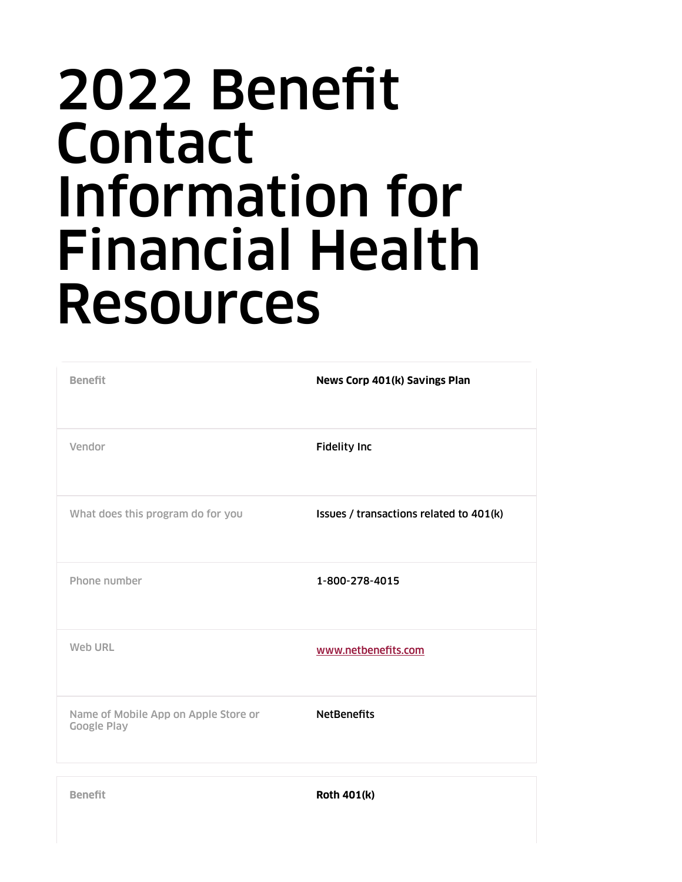# 2022 Benefit Contact Information for Financial Health Resources

| Benefit | News Corp 401(k) Savings Plan |
|---|---|
| Vendor | Fidelity Inc |
| What does this program do for you | Issues / transactions related to 401(k) |
| Phone number | 1-800-278-4015 |
| Web URL | www.netbenefits.com |
| Name of Mobile App on Apple Store or Google Play | NetBenefits |

| Benefit | Roth 401(k) |
|---|---|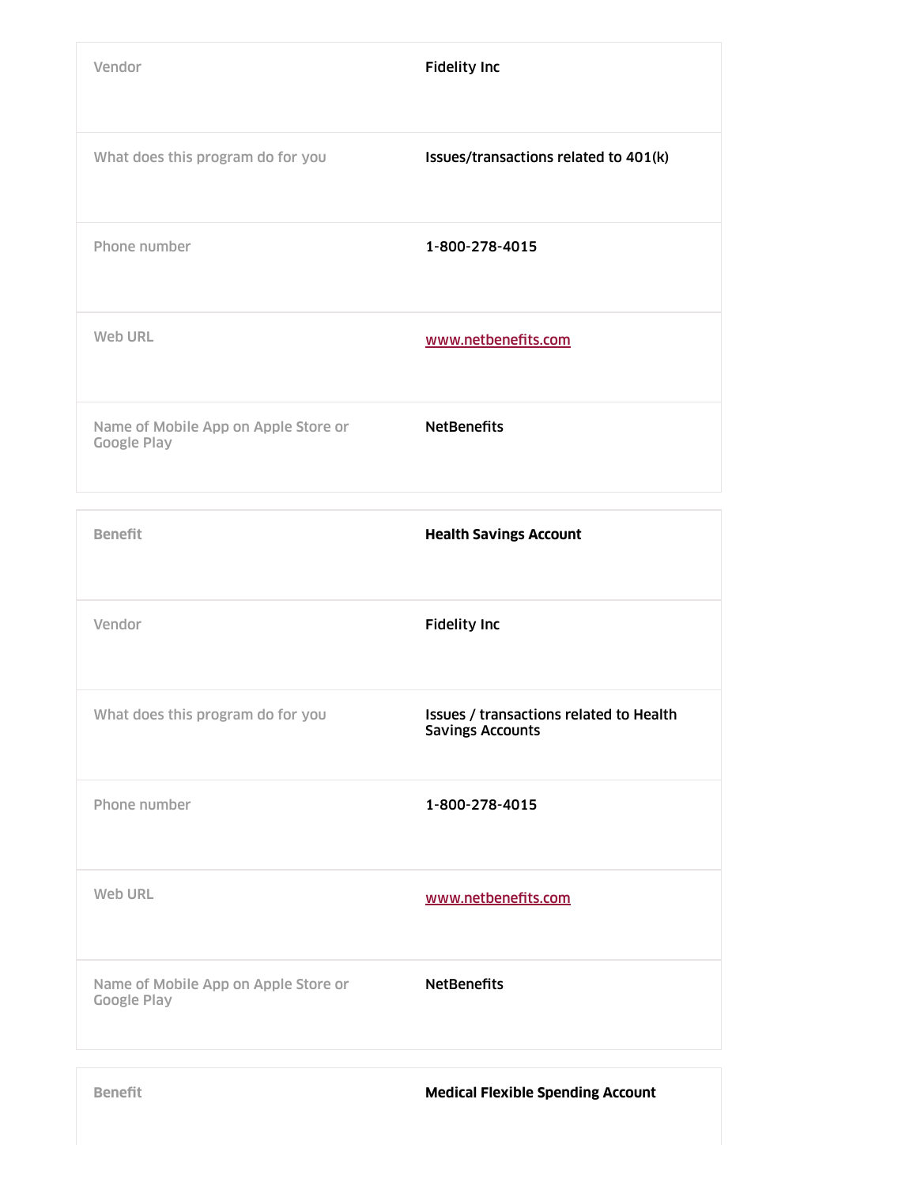| | |
|---|---|
| Vendor | **Fidelity Inc** |
| What does this program do for you | **Issues/transactions related to 401(k)** |
| Phone number | **1-800-278-4015** |
| Web URL | [www.netbenefits.com](www.netbenefits.com) |
| Name of Mobile App on Apple Store or Google Play | **NetBenefits** |

| | |
|---|---|
| **Benefit** | **Health Savings Account** |
| Vendor | **Fidelity Inc** |
| What does this program do for you | **Issues / transactions related to Health Savings Accounts** |
| Phone number | **1-800-278-4015** |
| Web URL | [www.netbenefits.com](www.netbenefits.com) |
| Name of Mobile App on Apple Store or Google Play | **NetBenefits** |

| | |
|---|---|
| **Benefit** | **Medical Flexible Spending Account** |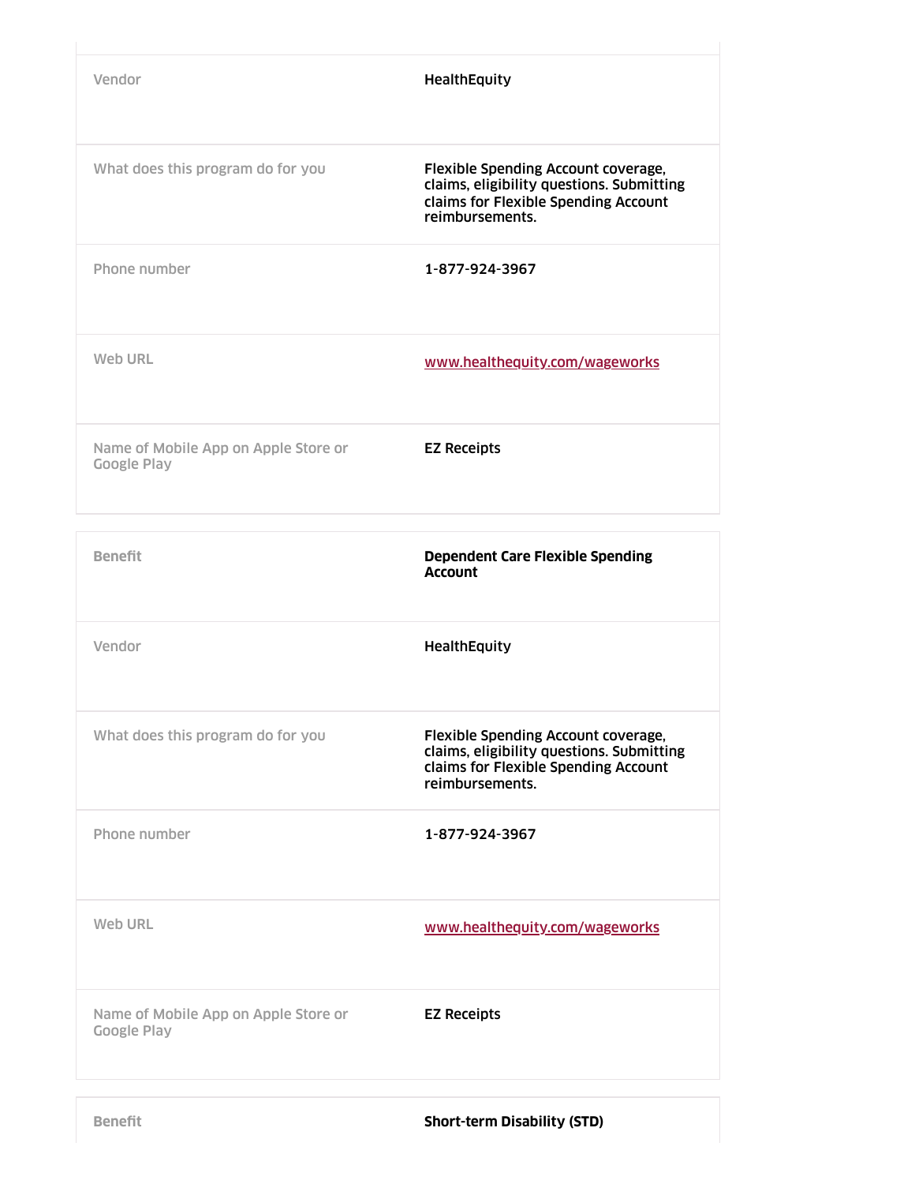| | |
|---|---|
| Vendor | **HealthEquity** |
| What does this program do for you | **Flexible Spending Account coverage, claims, eligibility questions. Submitting claims for Flexible Spending Account reimbursements.** |
| Phone number | **1-877-924-3967** |
| Web URL | [www.healthequity.com/wageworks](www.healthequity.com/wageworks) |
| Name of Mobile App on Apple Store or Google Play | **EZ Receipts** |

| | |
|---|---|
| Benefit | **Dependent Care Flexible Spending Account** |
| Vendor | **HealthEquity** |
| What does this program do for you | **Flexible Spending Account coverage, claims, eligibility questions. Submitting claims for Flexible Spending Account reimbursements.** |
| Phone number | **1-877-924-3967** |
| Web URL | [www.healthequity.com/wageworks](www.healthequity.com/wageworks) |
| Name of Mobile App on Apple Store or Google Play | **EZ Receipts** |

| | |
|---|---|
| Benefit | **Short-term Disability (STD)** |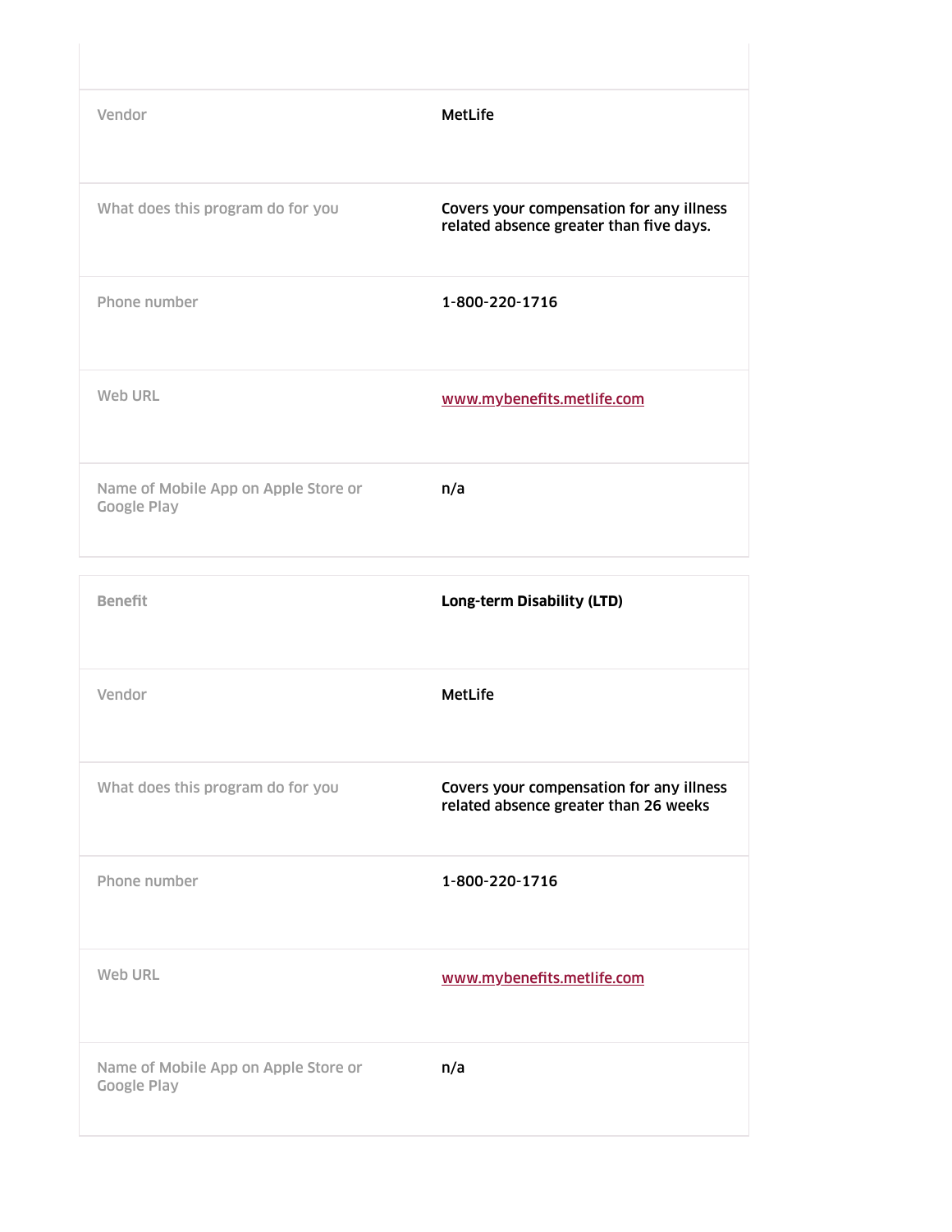| | |
|---|---|
| Vendor | MetLife |
| What does this program do for you | Covers your compensation for any illness related absence greater than five days. |
| Phone number | 1-800-220-1716 |
| Web URL | www.mybenefits.metlife.com |
| Name of Mobile App on Apple Store or Google Play | n/a |

| Benefit | Long-term Disability (LTD) |
|---|---|
| Vendor | MetLife |
| What does this program do for you | Covers your compensation for any illness related absence greater than 26 weeks |
| Phone number | 1-800-220-1716 |
| Web URL | www.mybenefits.metlife.com |
| Name of Mobile App on Apple Store or Google Play | n/a |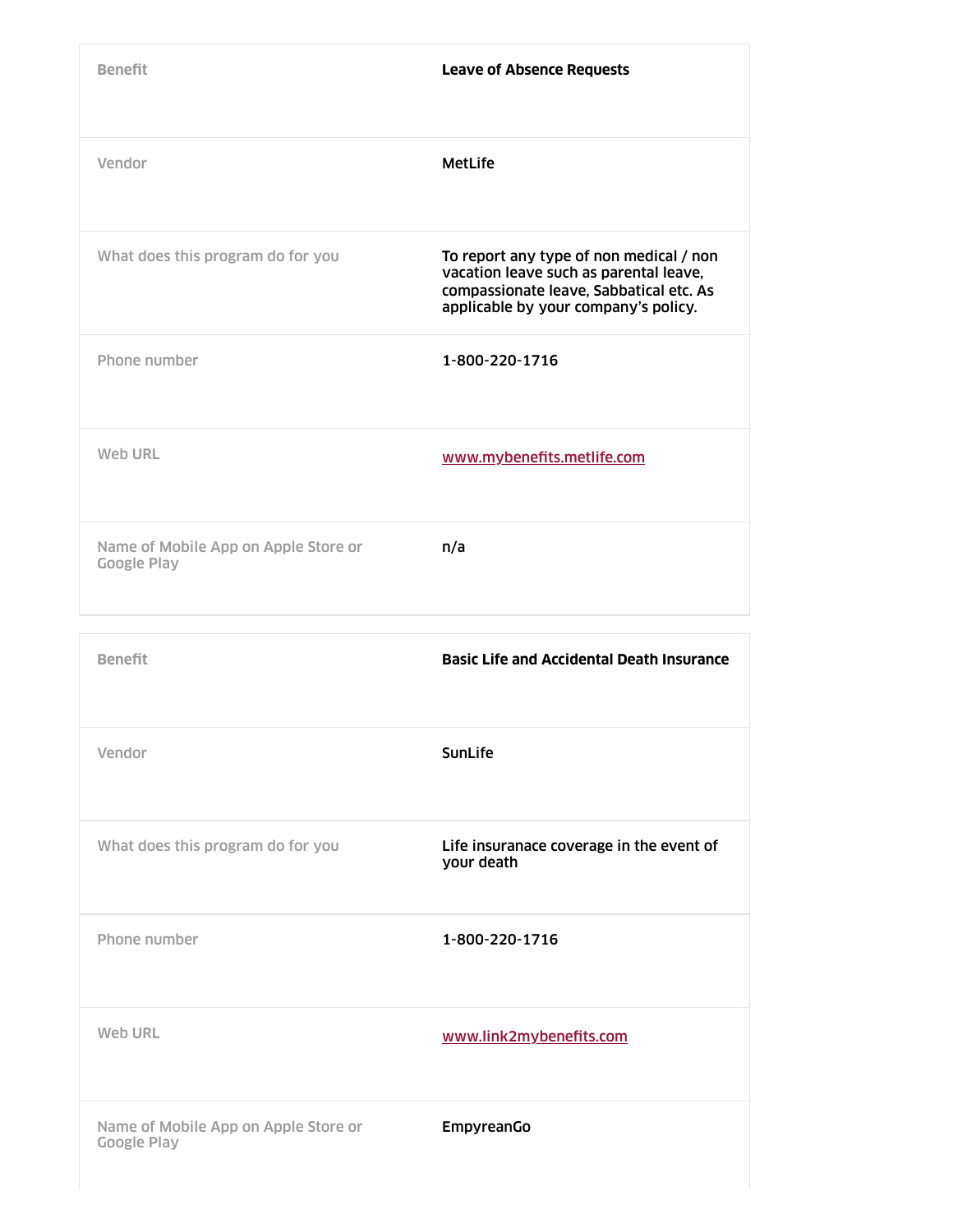| Benefit | Leave of Absence Requests |
| --- | --- |
| Vendor | MetLife |
| What does this program do for you | To report any type of non medical / non vacation leave such as parental leave, compassionate leave, Sabbatical etc. As applicable by your company's policy. |
| Phone number | 1-800-220-1716 |
| Web URL | [www.mybenefits.metlife.com](http://www.mybenefits.metlife.com) |
| Name of Mobile App on Apple Store or Google Play | n/a |

| Benefit | Basic Life and Accidental Death Insurance |
| --- | --- |
| Vendor | SunLife |
| What does this program do for you | Life insuranace coverage in the event of your death |
| Phone number | 1-800-220-1716 |
| Web URL | [www.link2mybenefits.com](http://www.link2mybenefits.com) |
| Name of Mobile App on Apple Store or Google Play | EmpyreanGo |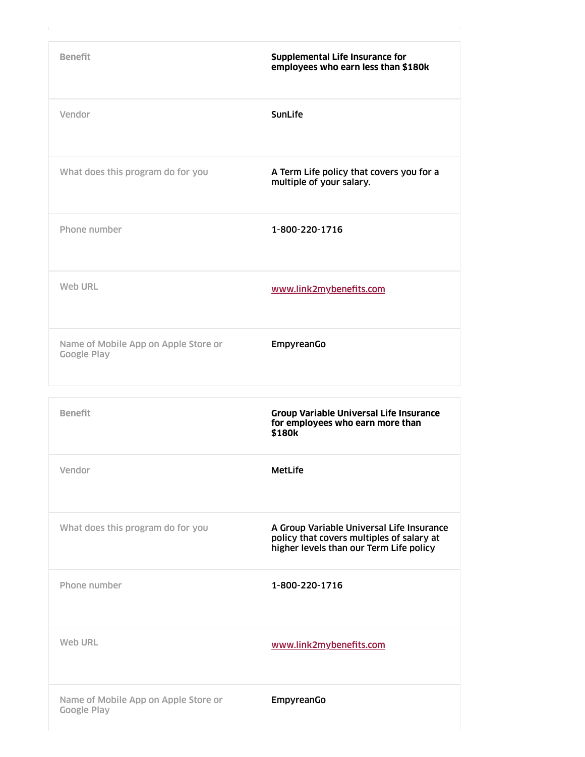| Benefit | Supplemental Life Insurance for employees who earn less than $180k |
|---|---|
| Vendor | SunLife |
| What does this program do for you | A Term Life policy that covers you for a multiple of your salary. |
| Phone number | 1-800-220-1716 |
| Web URL | [www.link2mybenefits.com](www.link2mybenefits.com) |
| Name of Mobile App on Apple Store or Google Play | EmpyreanGo |

| Benefit | Group Variable Universal Life Insurance for employees who earn more than $180k |
|---|---|
| Vendor | MetLife |
| What does this program do for you | A Group Variable Universal Life Insurance policy that covers multiples of salary at higher levels than our Term Life policy |
| Phone number | 1-800-220-1716 |
| Web URL | [www.link2mybenefits.com](www.link2mybenefits.com) |
| Name of Mobile App on Apple Store or Google Play | EmpyreanGo |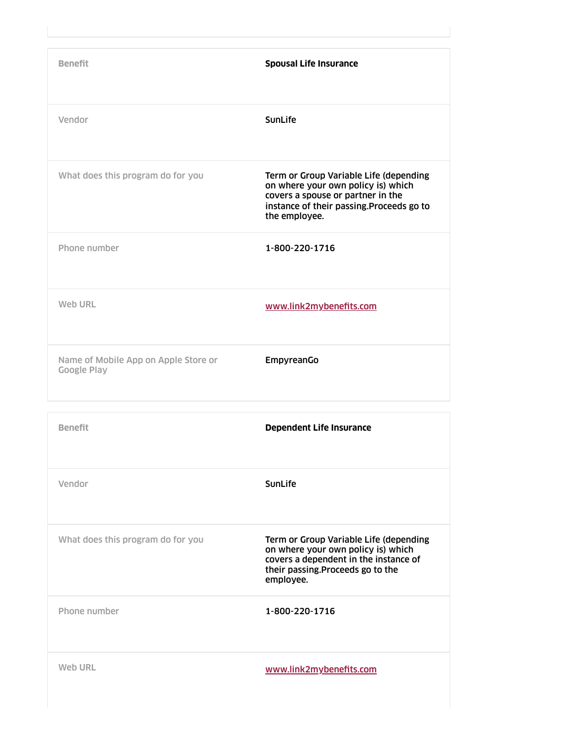| Benefit | Spousal Life Insurance |
| --- | --- |
| Vendor | SunLife |
| What does this program do for you | Term or Group Variable Life (depending on where your own policy is) which covers a spouse or partner in the instance of their passing.Proceeds go to the employee. |
| Phone number | 1-800-220-1716 |
| Web URL | [www.link2mybenefits.com](http://www.link2mybenefits.com) |
| Name of Mobile App on Apple Store or Google Play | EmpyreanGo |

| Benefit | Dependent Life Insurance |
| --- | --- |
| Vendor | SunLife |
| What does this program do for you | Term or Group Variable Life (depending on where your own policy is) which covers a dependent in the instance of their passing.Proceeds go to the employee. |
| Phone number | 1-800-220-1716 |
| Web URL | [www.link2mybenefits.com](http://www.link2mybenefits.com) |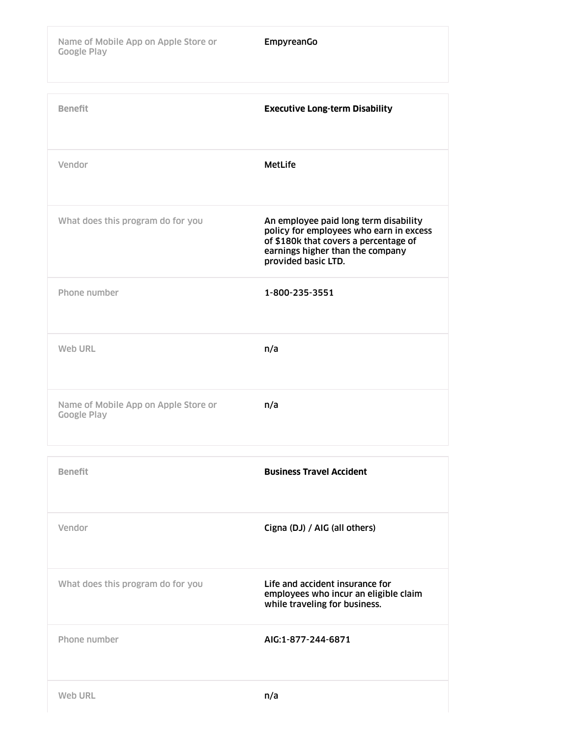| Name of Mobile App on Apple Store or Google Play | EmpyreanGo |
|---|---|

| Benefit | **Executive Long-term Disability** |
|---|---|
| Vendor | MetLife |
| What does this program do for you | An employee paid long term disability policy for employees who earn in excess of $180k that covers a percentage of earnings higher than the company provided basic LTD. |
| Phone number | 1-800-235-3551 |
| Web URL | n/a |
| Name of Mobile App on Apple Store or Google Play | n/a |

| Benefit | **Business Travel Accident** |
|---|---|
| Vendor | Cigna (DJ) / AIG (all others) |
| What does this program do for you | Life and accident insurance for employees who incur an eligible claim while traveling for business. |
| Phone number | AIG:1-877-244-6871 |
| Web URL | n/a |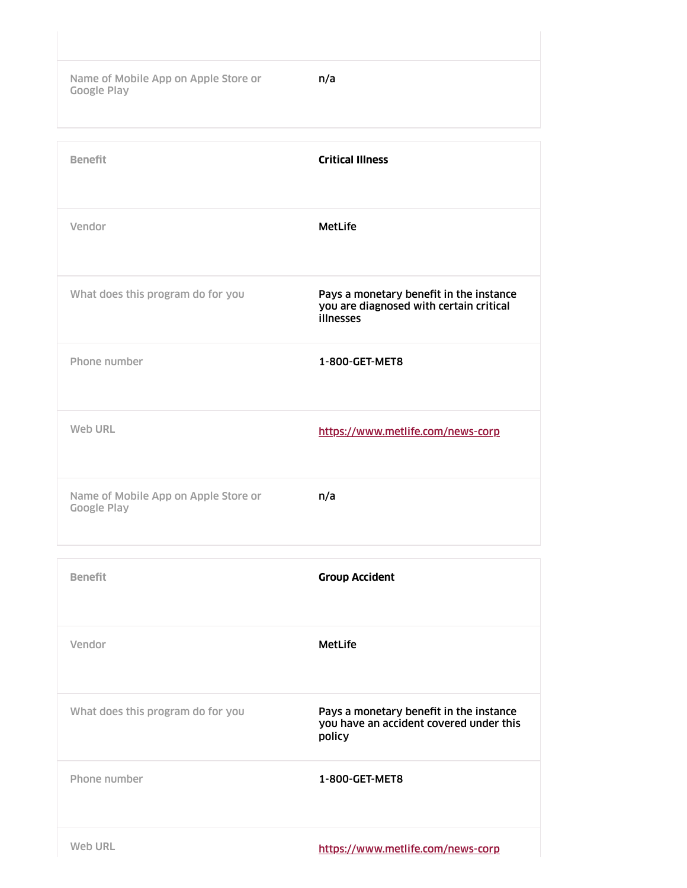| | |
|---|---|
| Name of Mobile App on Apple Store or Google Play | n/a |

| | |
|---|---|
| Benefit | **Critical Illness** |
| Vendor | MetLife |
| What does this program do for you | Pays a monetary benefit in the instance you are diagnosed with certain critical illnesses |
| Phone number | 1-800-GET-MET8 |
| Web URL | https://www.metlife.com/news-corp |
| Name of Mobile App on Apple Store or Google Play | n/a |

| | |
|---|---|
| Benefit | **Group Accident** |
| Vendor | MetLife |
| What does this program do for you | Pays a monetary benefit in the instance you have an accident covered under this policy |
| Phone number | 1-800-GET-MET8 |
| Web URL | https://www.metlife.com/news-corp |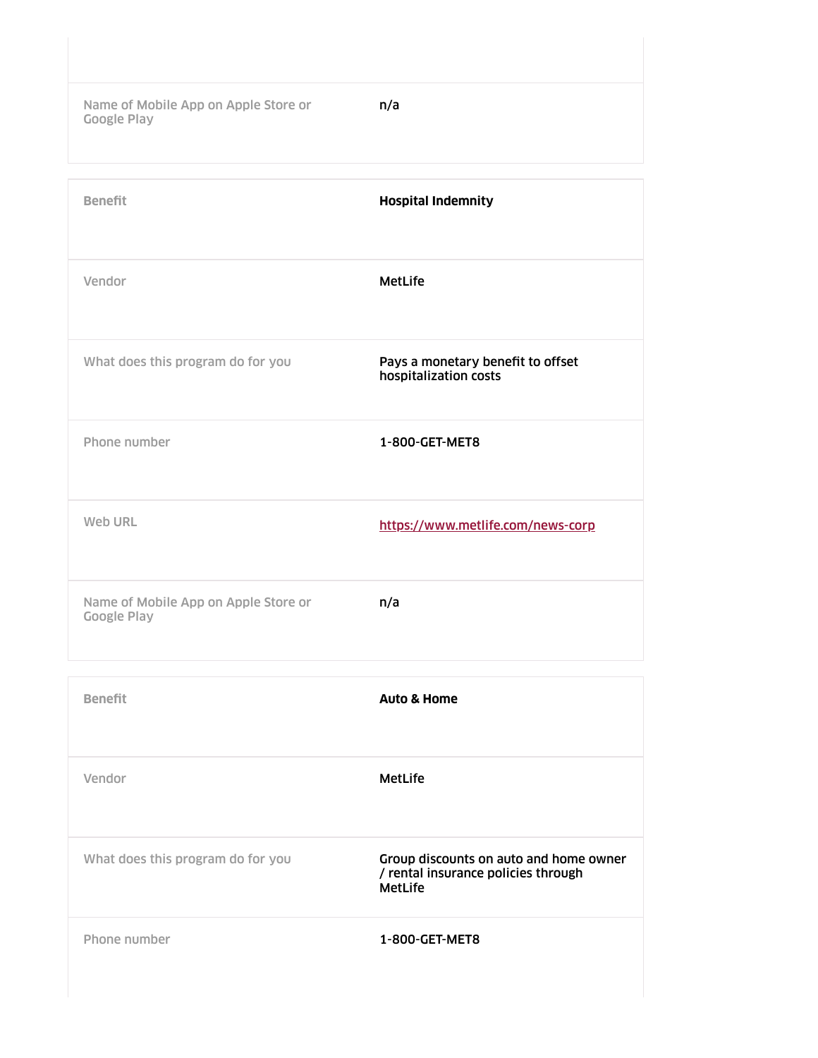| | |
|---|---|
| Name of Mobile App on Apple Store or Google Play | n/a |

| | |
|---|---|
| Benefit | **Hospital Indemnity** |
| Vendor | MetLife |
| What does this program do for you | Pays a monetary benefit to offset hospitalization costs |
| Phone number | 1-800-GET-MET8 |
| Web URL | https://www.metlife.com/news-corp |
| Name of Mobile App on Apple Store or Google Play | n/a |

| | |
|---|---|
| Benefit | **Auto & Home** |
| Vendor | MetLife |
| What does this program do for you | Group discounts on auto and home owner / rental insurance policies through MetLife |
| Phone number | 1-800-GET-MET8 |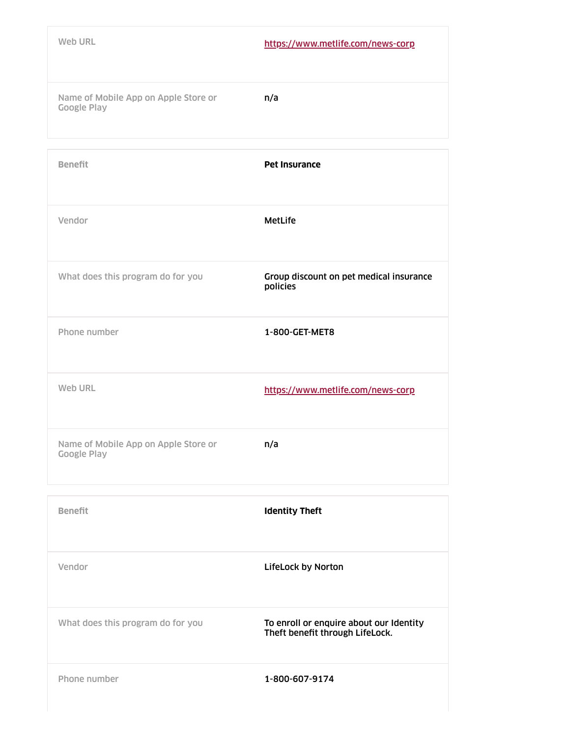| | |
|---|---|
| Web URL | https://www.metlife.com/news-corp |
| Name of Mobile App on Apple Store or Google Play | n/a |

| | |
|---|---|
| Benefit | **Pet Insurance** |
| Vendor | MetLife |
| What does this program do for you | Group discount on pet medical insurance policies |
| Phone number | 1-800-GET-MET8 |
| Web URL | https://www.metlife.com/news-corp |
| Name of Mobile App on Apple Store or Google Play | n/a |

| | |
|---|---|
| Benefit | **Identity Theft** |
| Vendor | LifeLock by Norton |
| What does this program do for you | To enroll or enquire about our Identity Theft benefit through LifeLock. |
| Phone number | 1-800-607-9174 |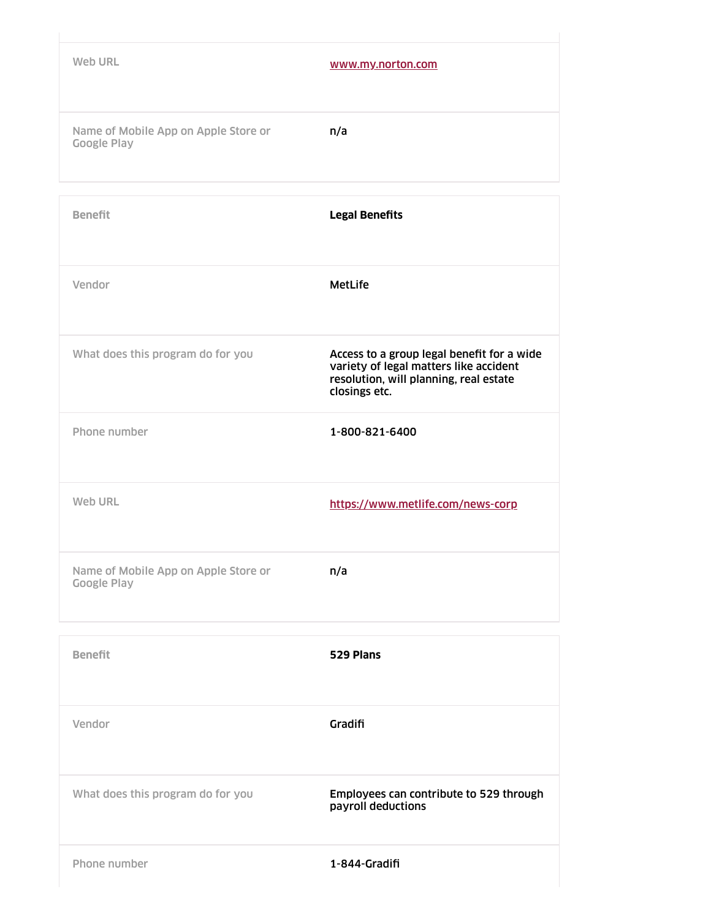| | |
|---|---|
| Web URL | www.my.norton.com |
| Name of Mobile App on Apple Store or Google Play | n/a |

| | |
|---|---|
| Benefit | **Legal Benefits** |
| Vendor | MetLife |
| What does this program do for you | Access to a group legal benefit for a wide variety of legal matters like accident resolution, will planning, real estate closings etc. |
| Phone number | 1-800-821-6400 |
| Web URL | https://www.metlife.com/news-corp |
| Name of Mobile App on Apple Store or Google Play | n/a |

| | |
|---|---|
| Benefit | **529 Plans** |
| Vendor | Gradifi |
| What does this program do for you | Employees can contribute to 529 through payroll deductions |
| Phone number | 1-844-Gradifi |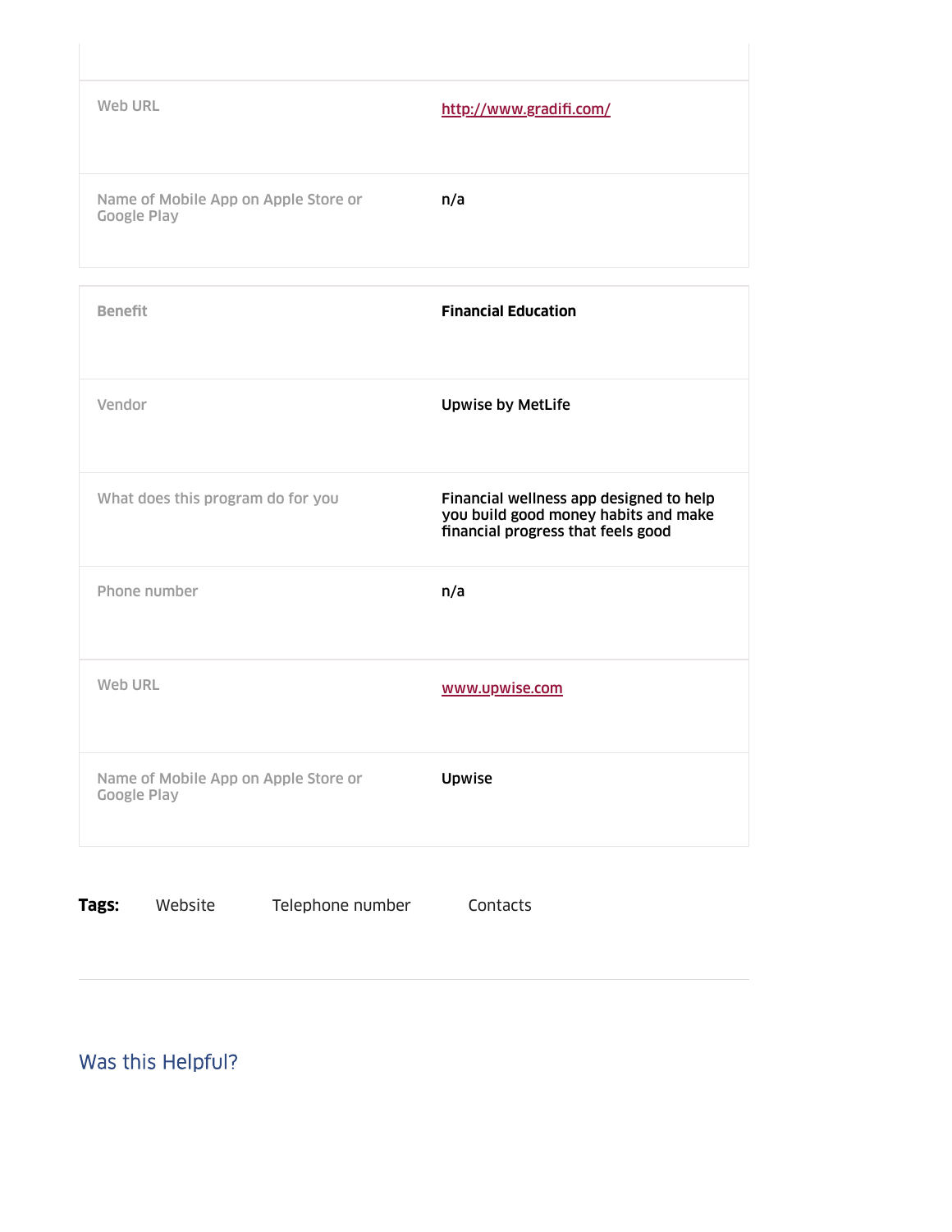| | |
|---|---|
| Web URL | http://www.gradifi.com/ |
| Name of Mobile App on Apple Store or Google Play | n/a |

| | |
|---|---|
| Benefit | **Financial Education** |
| Vendor | Upwise by MetLife |
| What does this program do for you | Financial wellness app designed to help you build good money habits and make financial progress that feels good |
| Phone number | n/a |
| Web URL | www.upwise.com |
| Name of Mobile App on Apple Store or Google Play | Upwise |

**Tags:** Website Telephone number Contacts

## Was this Helpful?